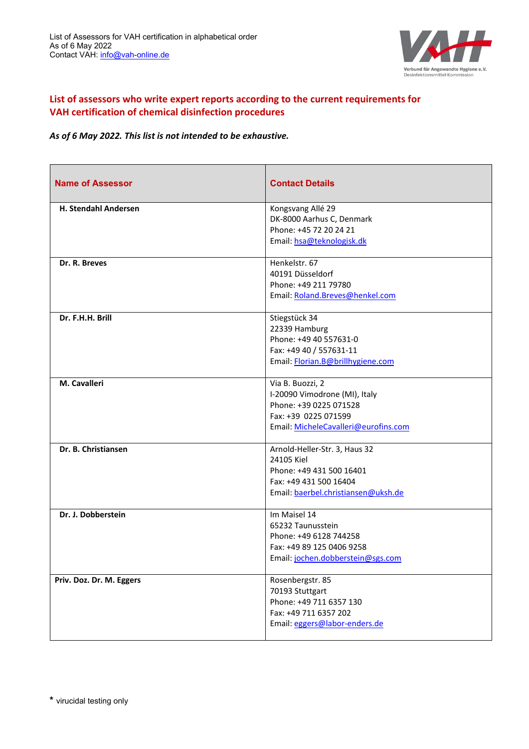List of Assessors for VAH certification in alphabetical order
As of 6 May 2022
Contact VAH: info@vah-online.de

## List of assessors who write expert reports according to the current requirements for VAH certification of chemical disinfection procedures

***As of 6 May 2022. This list is not intended to be exhaustive.***

| Name of Assessor | Contact Details |
|---|---|
| **H. Stendahl Andersen** | Kongsvang Allé 29<br>DK-8000 Aarhus C, Denmark<br>Phone: +45 72 20 24 21<br>Email: hsa@teknologisk.dk |
| **Dr. R. Breves** | Henkelstr. 67<br>40191 Düsseldorf<br>Phone: +49 211 79780<br>Email: Roland.Breves@henkel.com |
| **Dr. F.H.H. Brill** | Stiegstück 34<br>22339 Hamburg<br>Phone: +49 40 557631-0<br>Fax: +49 40 / 557631-11<br>Email: Florian.B@brillhygiene.com |
| **M. Cavalleri** | Via B. Buozzi, 2<br>I-20090 Vimodrone (MI), Italy<br>Phone: +39 0225 071528<br>Fax: +39  0225 071599<br>Email: MicheleCavalleri@eurofins.com |
| **Dr. B. Christiansen** | Arnold-Heller-Str. 3, Haus 32<br>24105 Kiel<br>Phone: +49 431 500 16401<br>Fax: +49 431 500 16404<br>Email: baerbel.christiansen@uksh.de |
| **Dr. J. Dobberstein** | Im Maisel 14<br>65232 Taunusstein<br>Phone: +49 6128 744258<br>Fax: +49 89 125 0406 9258<br>Email: jochen.dobberstein@sgs.com |
| **Priv. Doz. Dr. M. Eggers** | Rosenbergstr. 85<br>70193 Stuttgart<br>Phone: +49 711 6357 130<br>Fax: +49 711 6357 202<br>Email: eggers@labor-enders.de |

* virucidal testing only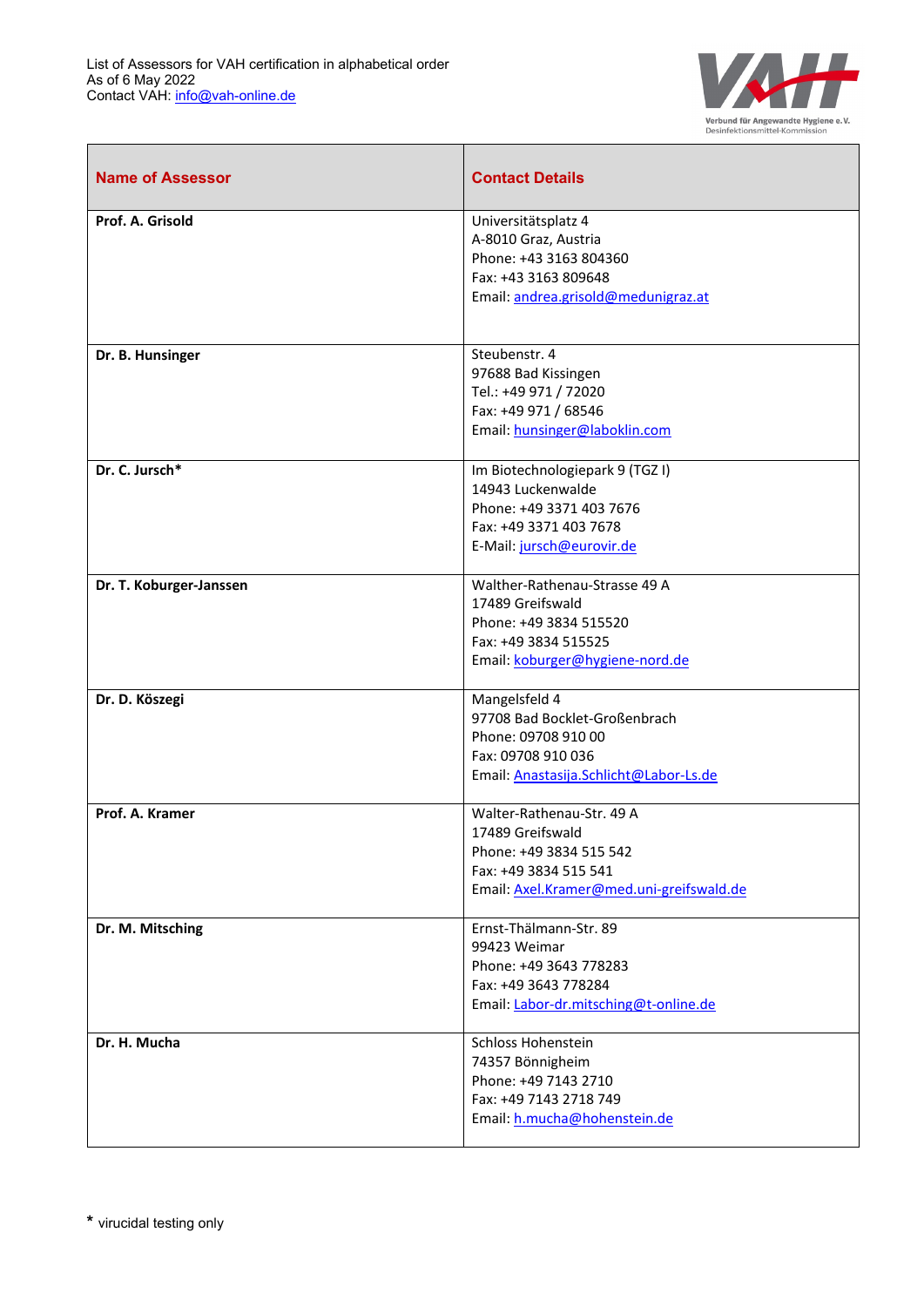List of Assessors for VAH certification in alphabetical order
As of 6 May 2022
Contact VAH: info@vah-online.de

| Name of Assessor | Contact Details |
|---|---|
| **Prof. A. Grisold** | Universitätsplatz 4<br>A-8010 Graz, Austria<br>Phone: +43 3163 804360<br>Fax: +43 3163 809648<br>Email: andrea.grisold@medunigraz.at |
| **Dr. B. Hunsinger** | Steubenstr. 4<br>97688 Bad Kissingen<br>Tel.: +49 971 / 72020<br>Fax: +49 971 / 68546<br>Email: hunsinger@laboklin.com |
| **Dr. C. Jursch*** | Im Biotechnologiepark 9 (TGZ I)<br>14943 Luckenwalde<br>Phone: +49 3371 403 7676<br>Fax: +49 3371 403 7678<br>E-Mail: jursch@eurovir.de |
| **Dr. T. Koburger-Janssen** | Walther-Rathenau-Strasse 49 A<br>17489 Greifswald<br>Phone: +49 3834 515520<br>Fax: +49 3834 515525<br>Email: koburger@hygiene-nord.de |
| **Dr. D. Köszegi** | Mangelsfeld 4<br>97708 Bad Bocklet-Großenbrach<br>Phone: 09708 910 00<br>Fax: 09708 910 036<br>Email: Anastasija.Schlicht@Labor-Ls.de |
| **Prof. A. Kramer** | Walter-Rathenau-Str. 49 A<br>17489 Greifswald<br>Phone: +49 3834 515 542<br>Fax: +49 3834 515 541<br>Email: Axel.Kramer@med.uni-greifswald.de |
| **Dr. M. Mitsching** | Ernst-Thälmann-Str. 89<br>99423 Weimar<br>Phone: +49 3643 778283<br>Fax: +49 3643 778284<br>Email: Labor-dr.mitsching@t-online.de |
| **Dr. H. Mucha** | Schloss Hohenstein<br>74357 Bönnigheim<br>Phone: +49 7143 2710<br>Fax: +49 7143 2718 749<br>Email: h.mucha@hohenstein.de |

\* virucidal testing only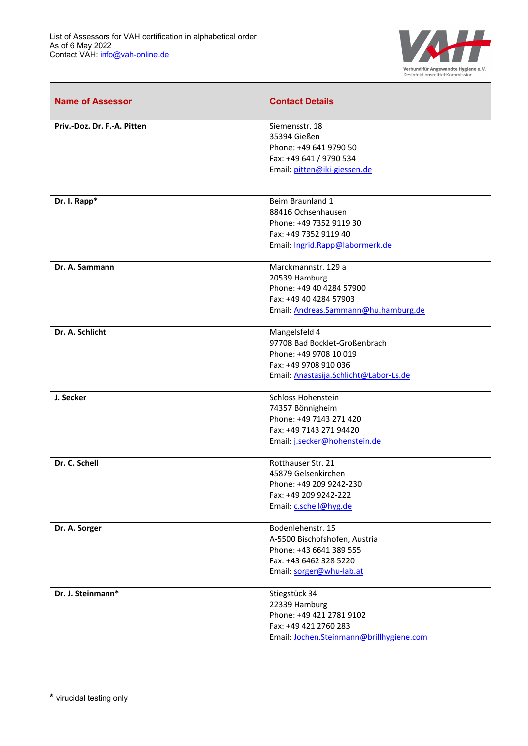List of Assessors for VAH certification in alphabetical order
As of 6 May 2022
Contact VAH: info@vah-online.de

| Name of Assessor | Contact Details |
|---|---|
| **Priv.-Doz. Dr. F.-A. Pitten** | Siemensstr. 18<br>35394 Gießen<br>Phone: +49 641 9790 50<br>Fax: +49 641 / 9790 534<br>Email: pitten@iki-giessen.de |
| **Dr. I. Rapp*** | Beim Braunland 1<br>88416 Ochsenhausen<br>Phone: +49 7352 9119 30<br>Fax: +49 7352 9119 40<br>Email: Ingrid.Rapp@labormerk.de |
| **Dr. A. Sammann** | Marckmannstr. 129 a<br>20539 Hamburg<br>Phone: +49 40 4284 57900<br>Fax: +49 40 4284 57903<br>Email: Andreas.Sammann@hu.hamburg.de |
| **Dr. A. Schlicht** | Mangelsfeld 4<br>97708 Bad Bocklet-Großenbrach<br>Phone: +49 9708 10 019<br>Fax: +49 9708 910 036<br>Email: Anastasija.Schlicht@Labor-Ls.de |
| **J. Secker** | Schloss Hohenstein<br>74357 Bönnigheim<br>Phone: +49 7143 271 420<br>Fax: +49 7143 271 94420<br>Email: j.secker@hohenstein.de |
| **Dr. C. Schell** | Rotthauser Str. 21<br>45879 Gelsenkirchen<br>Phone: +49 209 9242-230<br>Fax: +49 209 9242-222<br>Email: c.schell@hyg.de |
| **Dr. A. Sorger** | Bodenlehenstr. 15<br>A-5500 Bischofshofen, Austria<br>Phone: +43 6641 389 555<br>Fax: +43 6462 328 5220<br>Email: sorger@whu-lab.at |
| **Dr. J. Steinmann*** | Stiegstück 34<br>22339 Hamburg<br>Phone: +49 421 2781 9102<br>Fax: +49 421 2760 283<br>Email: Jochen.Steinmann@brillhygiene.com |

\* virucidal testing only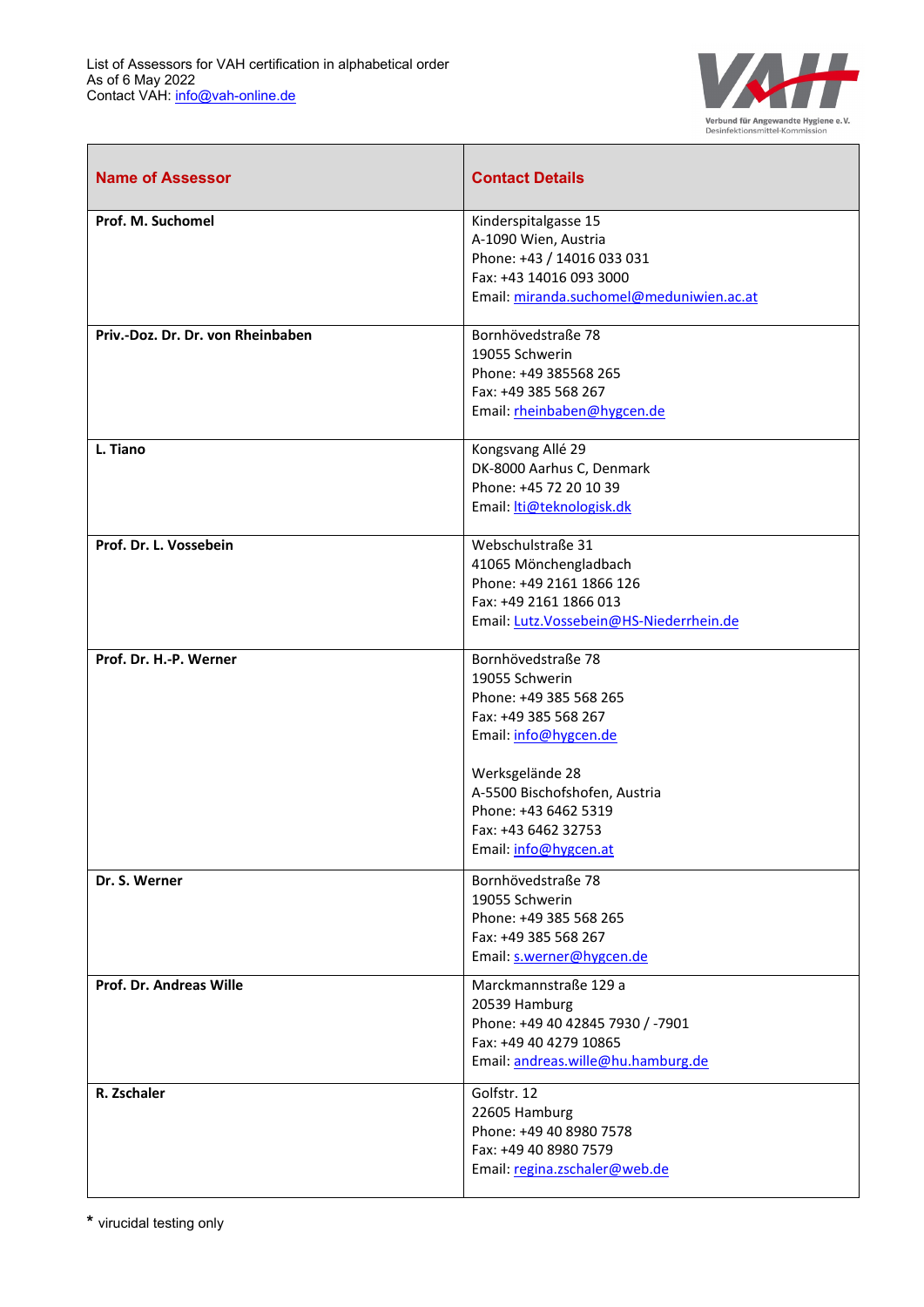List of Assessors for VAH certification in alphabetical order
As of 6 May 2022
Contact VAH: info@vah-online.de

| **Name of Assessor** | **Contact Details** |
|---|---|
| **Prof. M. Suchomel** | Kinderspitalgasse 15<br>A-1090 Wien, Austria<br>Phone: +43 / 14016 033 031<br>Fax: +43 14016 093 3000<br>Email: miranda.suchomel@meduniwien.ac.at |
| **Priv.-Doz. Dr. Dr. von Rheinbaben** | Bornhövedstraße 78<br>19055 Schwerin<br>Phone: +49 385568 265<br>Fax: +49 385 568 267<br>Email: rheinbaben@hygcen.de |
| **L. Tiano** | Kongsvang Allé 29<br>DK-8000 Aarhus C, Denmark<br>Phone: +45 72 20 10 39<br>Email: lti@teknologisk.dk |
| **Prof. Dr. L. Vossebein** | Webschulstraße 31<br>41065 Mönchengladbach<br>Phone: +49 2161 1866 126<br>Fax: +49 2161 1866 013<br>Email: Lutz.Vossebein@HS-Niederrhein.de |
| **Prof. Dr. H.-P. Werner** | Bornhövedstraße 78<br>19055 Schwerin<br>Phone: +49 385 568 265<br>Fax: +49 385 568 267<br>Email: info@hygcen.de<br><br>Werksgelände 28<br>A-5500 Bischofshofen, Austria<br>Phone: +43 6462 5319<br>Fax: +43 6462 32753<br>Email: info@hygcen.at |
| **Dr. S. Werner** | Bornhövedstraße 78<br>19055 Schwerin<br>Phone: +49 385 568 265<br>Fax: +49 385 568 267<br>Email: s.werner@hygcen.de |
| **Prof. Dr. Andreas Wille** | Marckmannstraße 129 a<br>20539 Hamburg<br>Phone: +49 40 42845 7930 / -7901<br>Fax: +49 40 4279 10865<br>Email: andreas.wille@hu.hamburg.de |
| **R. Zschaler** | Golfstr. 12<br>22605 Hamburg<br>Phone: +49 40 8980 7578<br>Fax: +49 40 8980 7579<br>Email: regina.zschaler@web.de |

* virucidal testing only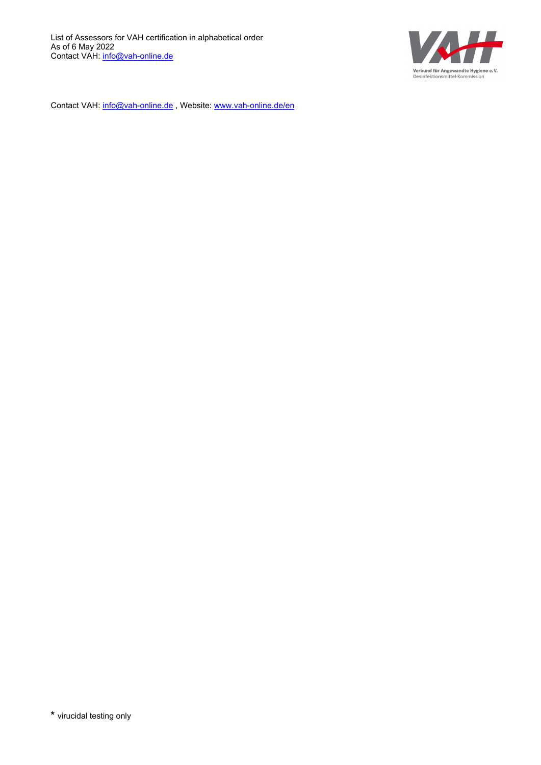Contact VAH: info@vah-online.de , Website: www.vah-online.de/en

* virucidal testing only